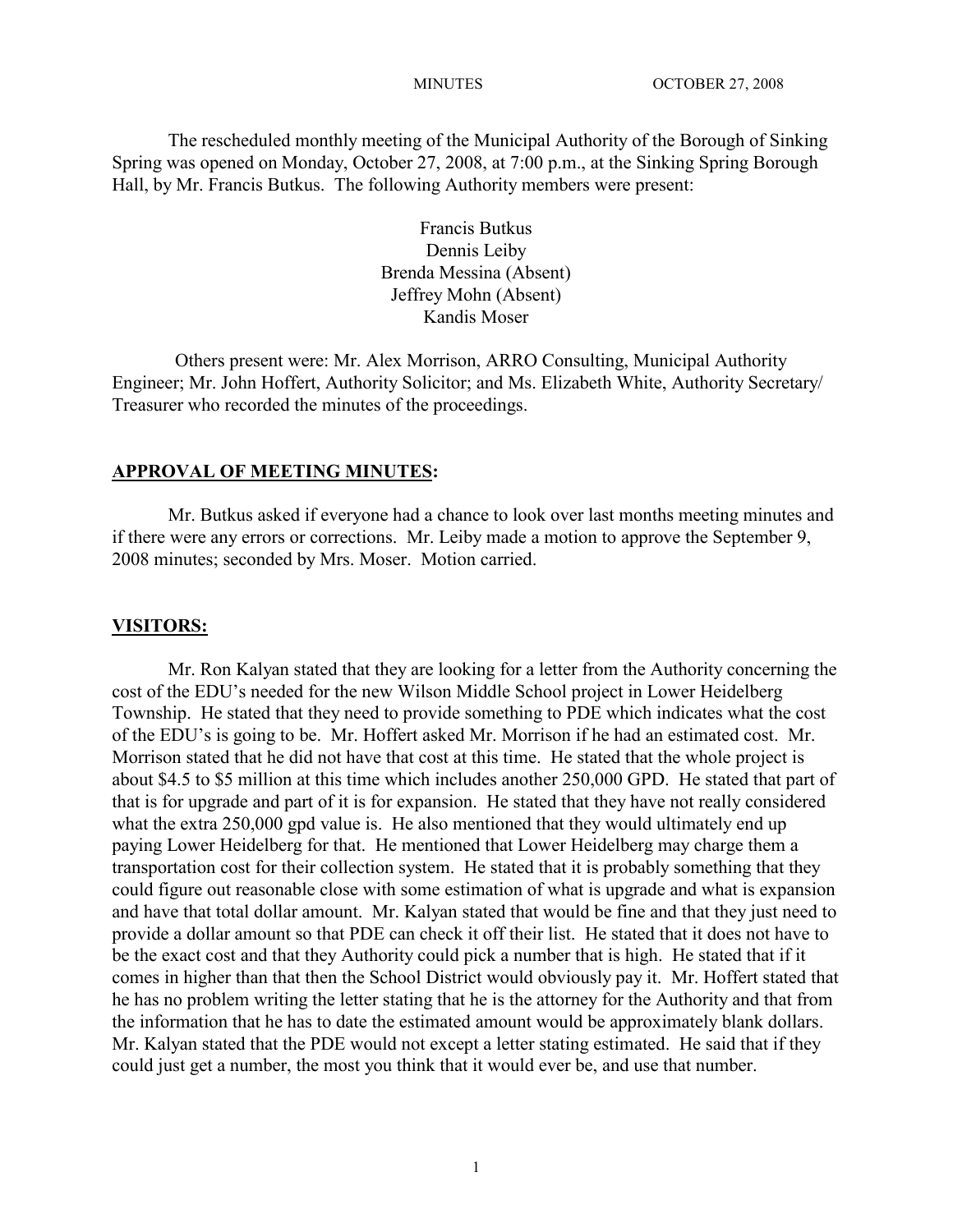The rescheduled monthly meeting of the Municipal Authority of the Borough of Sinking Spring was opened on Monday, October 27, 2008, at 7:00 p.m., at the Sinking Spring Borough Hall, by Mr. Francis Butkus. The following Authority members were present:

Francis Butkus
Dennis Leiby
Brenda Messina (Absent)
Jeffrey Mohn (Absent)
Kandis Moser

Others present were: Mr. Alex Morrison, ARRO Consulting, Municipal Authority Engineer; Mr. John Hoffert, Authority Solicitor; and Ms. Elizabeth White, Authority Secretary/ Treasurer who recorded the minutes of the proceedings.

## APPROVAL OF MEETING MINUTES:

Mr. Butkus asked if everyone had a chance to look over last months meeting minutes and if there were any errors or corrections. Mr. Leiby made a motion to approve the September 9, 2008 minutes; seconded by Mrs. Moser. Motion carried.

## VISITORS:

Mr. Ron Kalyan stated that they are looking for a letter from the Authority concerning the cost of the EDU's needed for the new Wilson Middle School project in Lower Heidelberg Township. He stated that they need to provide something to PDE which indicates what the cost of the EDU's is going to be. Mr. Hoffert asked Mr. Morrison if he had an estimated cost. Mr. Morrison stated that he did not have that cost at this time. He stated that the whole project is about $4.5 to $5 million at this time which includes another 250,000 GPD. He stated that part of that is for upgrade and part of it is for expansion. He stated that they have not really considered what the extra 250,000 gpd value is. He also mentioned that they would ultimately end up paying Lower Heidelberg for that. He mentioned that Lower Heidelberg may charge them a transportation cost for their collection system. He stated that it is probably something that they could figure out reasonable close with some estimation of what is upgrade and what is expansion and have that total dollar amount. Mr. Kalyan stated that would be fine and that they just need to provide a dollar amount so that PDE can check it off their list. He stated that it does not have to be the exact cost and that they Authority could pick a number that is high. He stated that if it comes in higher than that then the School District would obviously pay it. Mr. Hoffert stated that he has no problem writing the letter stating that he is the attorney for the Authority and that from the information that he has to date the estimated amount would be approximately blank dollars. Mr. Kalyan stated that the PDE would not except a letter stating estimated. He said that if they could just get a number, the most you think that it would ever be, and use that number.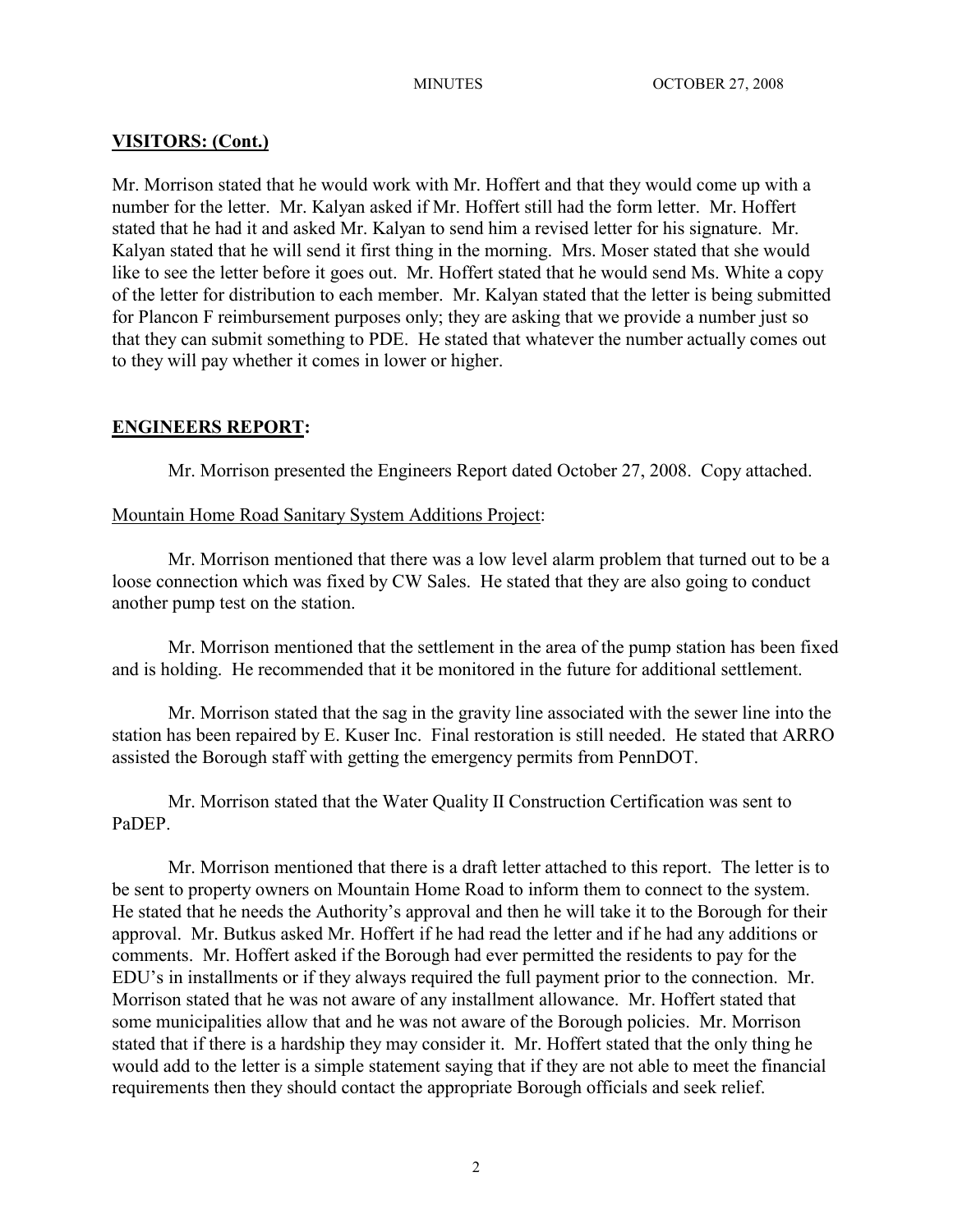**VISITORS: (Cont.)**

Mr. Morrison stated that he would work with Mr. Hoffert and that they would come up with a number for the letter. Mr. Kalyan asked if Mr. Hoffert still had the form letter. Mr. Hoffert stated that he had it and asked Mr. Kalyan to send him a revised letter for his signature. Mr. Kalyan stated that he will send it first thing in the morning. Mrs. Moser stated that she would like to see the letter before it goes out. Mr. Hoffert stated that he would send Ms. White a copy of the letter for distribution to each member. Mr. Kalyan stated that the letter is being submitted for Plancon F reimbursement purposes only; they are asking that we provide a number just so that they can submit something to PDE. He stated that whatever the number actually comes out to they will pay whether it comes in lower or higher.

**ENGINEERS REPORT:**

Mr. Morrison presented the Engineers Report dated October 27, 2008. Copy attached.

Mountain Home Road Sanitary System Additions Project:

Mr. Morrison mentioned that there was a low level alarm problem that turned out to be a loose connection which was fixed by CW Sales. He stated that they are also going to conduct another pump test on the station.

Mr. Morrison mentioned that the settlement in the area of the pump station has been fixed and is holding. He recommended that it be monitored in the future for additional settlement.

Mr. Morrison stated that the sag in the gravity line associated with the sewer line into the station has been repaired by E. Kuser Inc. Final restoration is still needed. He stated that ARRO assisted the Borough staff with getting the emergency permits from PennDOT.

Mr. Morrison stated that the Water Quality II Construction Certification was sent to PaDEP.

Mr. Morrison mentioned that there is a draft letter attached to this report. The letter is to be sent to property owners on Mountain Home Road to inform them to connect to the system. He stated that he needs the Authority's approval and then he will take it to the Borough for their approval. Mr. Butkus asked Mr. Hoffert if he had read the letter and if he had any additions or comments. Mr. Hoffert asked if the Borough had ever permitted the residents to pay for the EDU's in installments or if they always required the full payment prior to the connection. Mr. Morrison stated that he was not aware of any installment allowance. Mr. Hoffert stated that some municipalities allow that and he was not aware of the Borough policies. Mr. Morrison stated that if there is a hardship they may consider it. Mr. Hoffert stated that the only thing he would add to the letter is a simple statement saying that if they are not able to meet the financial requirements then they should contact the appropriate Borough officials and seek relief.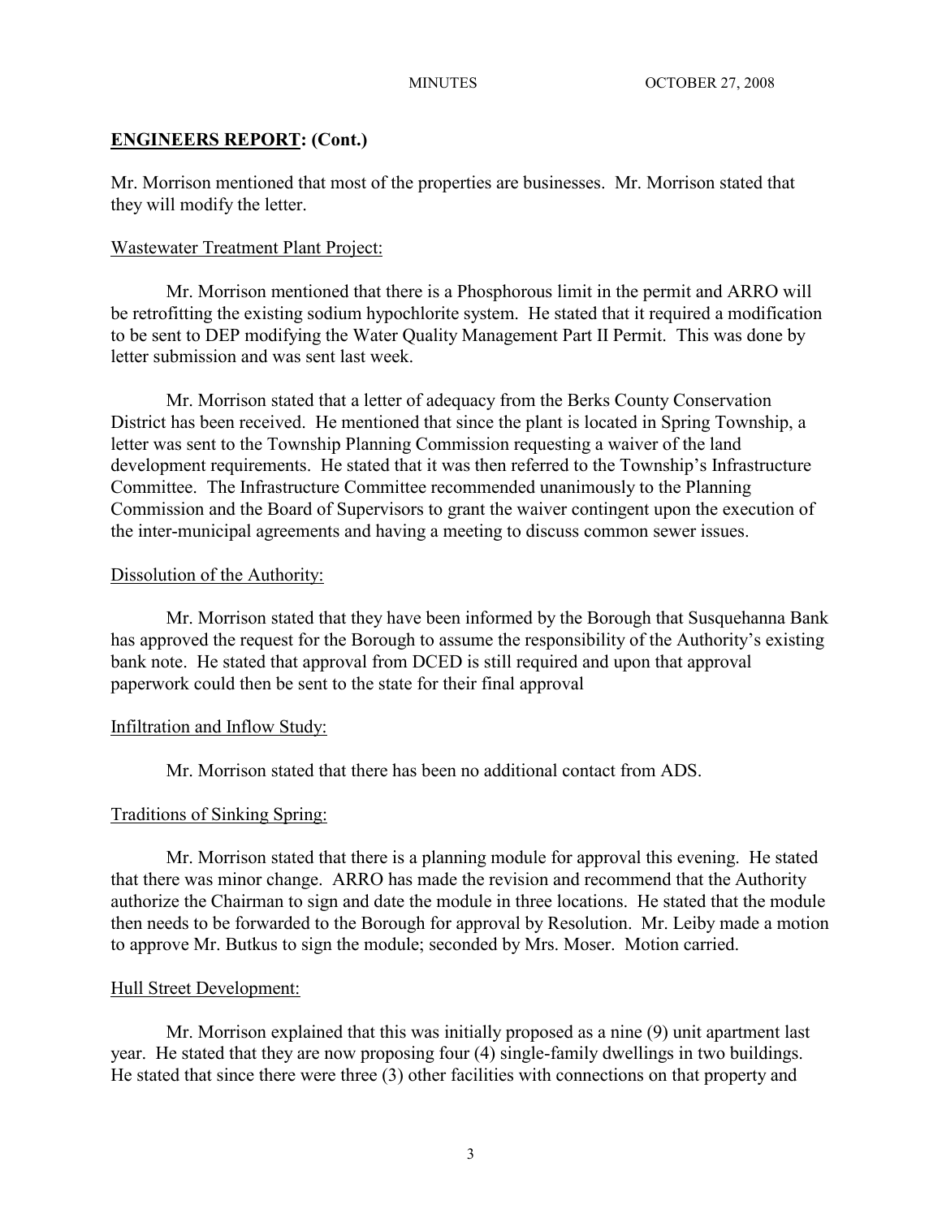## ENGINEERS REPORT: (Cont.)

Mr. Morrison mentioned that most of the properties are businesses. Mr. Morrison stated that they will modify the letter.

Wastewater Treatment Plant Project:

Mr. Morrison mentioned that there is a Phosphorous limit in the permit and ARRO will be retrofitting the existing sodium hypochlorite system. He stated that it required a modification to be sent to DEP modifying the Water Quality Management Part II Permit. This was done by letter submission and was sent last week.

Mr. Morrison stated that a letter of adequacy from the Berks County Conservation District has been received. He mentioned that since the plant is located in Spring Township, a letter was sent to the Township Planning Commission requesting a waiver of the land development requirements. He stated that it was then referred to the Township's Infrastructure Committee. The Infrastructure Committee recommended unanimously to the Planning Commission and the Board of Supervisors to grant the waiver contingent upon the execution of the inter-municipal agreements and having a meeting to discuss common sewer issues.

Dissolution of the Authority:

Mr. Morrison stated that they have been informed by the Borough that Susquehanna Bank has approved the request for the Borough to assume the responsibility of the Authority's existing bank note. He stated that approval from DCED is still required and upon that approval paperwork could then be sent to the state for their final approval

Infiltration and Inflow Study:

Mr. Morrison stated that there has been no additional contact from ADS.

Traditions of Sinking Spring:

Mr. Morrison stated that there is a planning module for approval this evening. He stated that there was minor change. ARRO has made the revision and recommend that the Authority authorize the Chairman to sign and date the module in three locations. He stated that the module then needs to be forwarded to the Borough for approval by Resolution. Mr. Leiby made a motion to approve Mr. Butkus to sign the module; seconded by Mrs. Moser. Motion carried.

Hull Street Development:

Mr. Morrison explained that this was initially proposed as a nine (9) unit apartment last year. He stated that they are now proposing four (4) single-family dwellings in two buildings. He stated that since there were three (3) other facilities with connections on that property and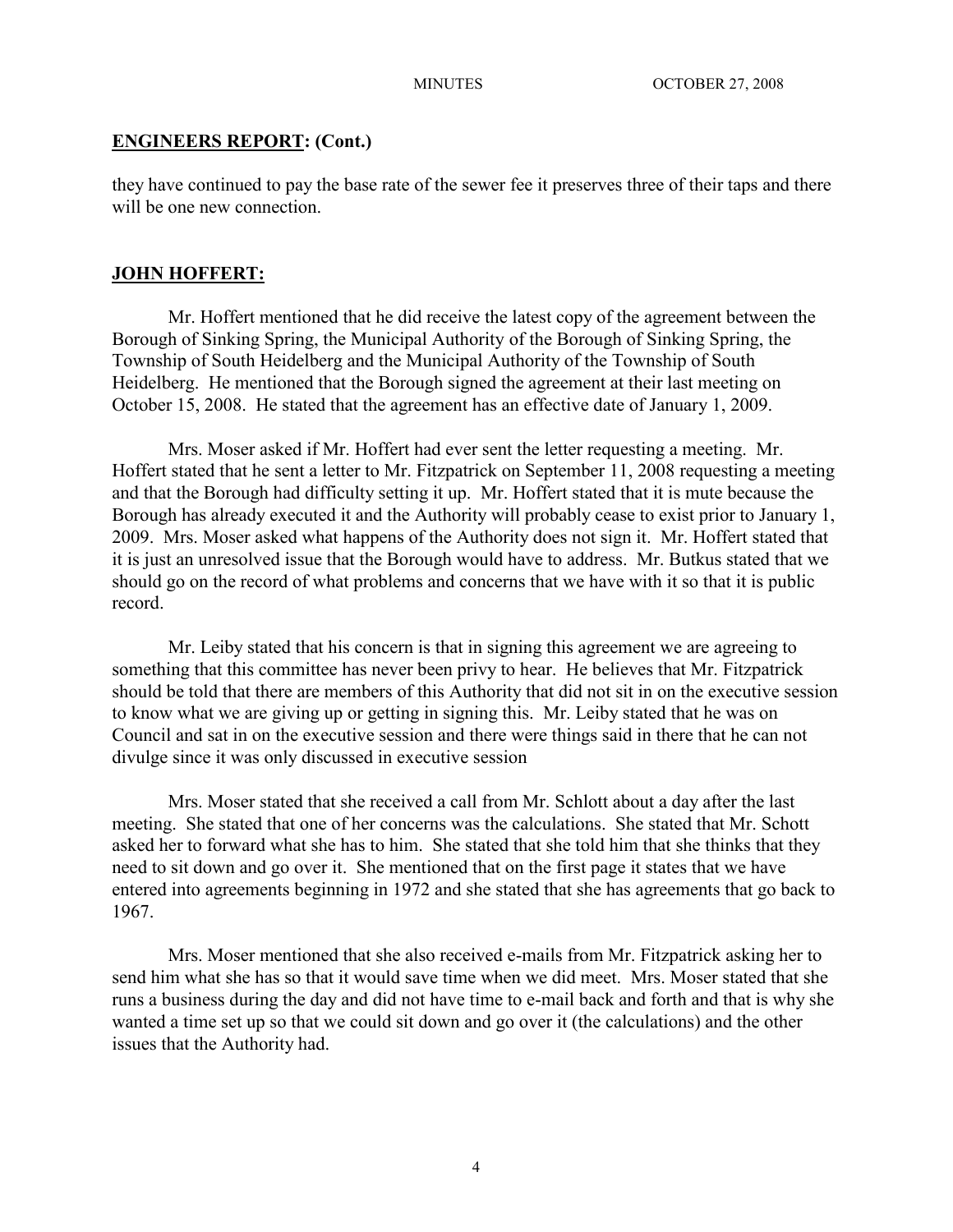## ENGINEERS REPORT: (Cont.)

they have continued to pay the base rate of the sewer fee it preserves three of their taps and there will be one new connection.

## JOHN HOFFERT:

Mr. Hoffert mentioned that he did receive the latest copy of the agreement between the Borough of Sinking Spring, the Municipal Authority of the Borough of Sinking Spring, the Township of South Heidelberg and the Municipal Authority of the Township of South Heidelberg. He mentioned that the Borough signed the agreement at their last meeting on October 15, 2008. He stated that the agreement has an effective date of January 1, 2009.

Mrs. Moser asked if Mr. Hoffert had ever sent the letter requesting a meeting. Mr. Hoffert stated that he sent a letter to Mr. Fitzpatrick on September 11, 2008 requesting a meeting and that the Borough had difficulty setting it up. Mr. Hoffert stated that it is mute because the Borough has already executed it and the Authority will probably cease to exist prior to January 1, 2009. Mrs. Moser asked what happens of the Authority does not sign it. Mr. Hoffert stated that it is just an unresolved issue that the Borough would have to address. Mr. Butkus stated that we should go on the record of what problems and concerns that we have with it so that it is public record.

Mr. Leiby stated that his concern is that in signing this agreement we are agreeing to something that this committee has never been privy to hear. He believes that Mr. Fitzpatrick should be told that there are members of this Authority that did not sit in on the executive session to know what we are giving up or getting in signing this. Mr. Leiby stated that he was on Council and sat in on the executive session and there were things said in there that he can not divulge since it was only discussed in executive session

Mrs. Moser stated that she received a call from Mr. Schlott about a day after the last meeting. She stated that one of her concerns was the calculations. She stated that Mr. Schott asked her to forward what she has to him. She stated that she told him that she thinks that they need to sit down and go over it. She mentioned that on the first page it states that we have entered into agreements beginning in 1972 and she stated that she has agreements that go back to 1967.

Mrs. Moser mentioned that she also received e-mails from Mr. Fitzpatrick asking her to send him what she has so that it would save time when we did meet. Mrs. Moser stated that she runs a business during the day and did not have time to e-mail back and forth and that is why she wanted a time set up so that we could sit down and go over it (the calculations) and the other issues that the Authority had.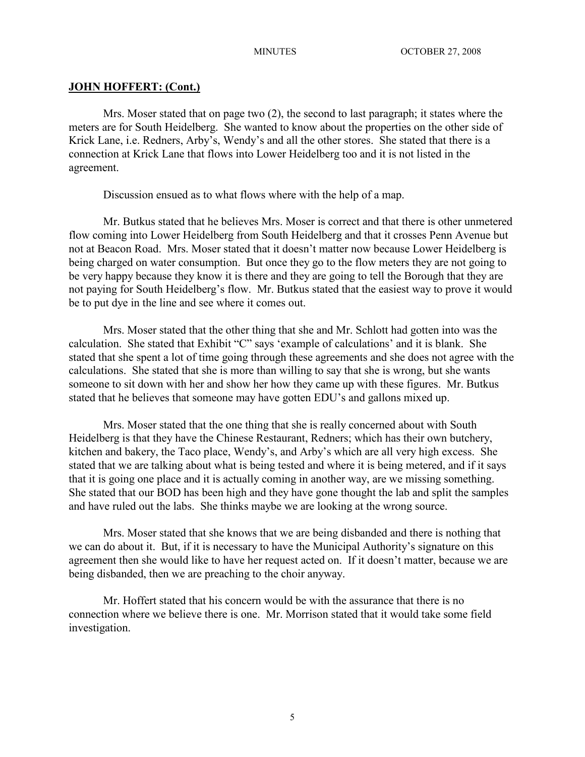**JOHN HOFFERT: (Cont.)**

Mrs. Moser stated that on page two (2), the second to last paragraph; it states where the meters are for South Heidelberg. She wanted to know about the properties on the other side of Krick Lane, i.e. Redners, Arby's, Wendy's and all the other stores. She stated that there is a connection at Krick Lane that flows into Lower Heidelberg too and it is not listed in the agreement.

Discussion ensued as to what flows where with the help of a map.

Mr. Butkus stated that he believes Mrs. Moser is correct and that there is other unmetered flow coming into Lower Heidelberg from South Heidelberg and that it crosses Penn Avenue but not at Beacon Road. Mrs. Moser stated that it doesn't matter now because Lower Heidelberg is being charged on water consumption. But once they go to the flow meters they are not going to be very happy because they know it is there and they are going to tell the Borough that they are not paying for South Heidelberg's flow. Mr. Butkus stated that the easiest way to prove it would be to put dye in the line and see where it comes out.

Mrs. Moser stated that the other thing that she and Mr. Schlott had gotten into was the calculation. She stated that Exhibit "C" says 'example of calculations' and it is blank. She stated that she spent a lot of time going through these agreements and she does not agree with the calculations. She stated that she is more than willing to say that she is wrong, but she wants someone to sit down with her and show her how they came up with these figures. Mr. Butkus stated that he believes that someone may have gotten EDU's and gallons mixed up.

Mrs. Moser stated that the one thing that she is really concerned about with South Heidelberg is that they have the Chinese Restaurant, Redners; which has their own butchery, kitchen and bakery, the Taco place, Wendy's, and Arby's which are all very high excess. She stated that we are talking about what is being tested and where it is being metered, and if it says that it is going one place and it is actually coming in another way, are we missing something. She stated that our BOD has been high and they have gone thought the lab and split the samples and have ruled out the labs. She thinks maybe we are looking at the wrong source.

Mrs. Moser stated that she knows that we are being disbanded and there is nothing that we can do about it. But, if it is necessary to have the Municipal Authority's signature on this agreement then she would like to have her request acted on. If it doesn't matter, because we are being disbanded, then we are preaching to the choir anyway.

Mr. Hoffert stated that his concern would be with the assurance that there is no connection where we believe there is one. Mr. Morrison stated that it would take some field investigation.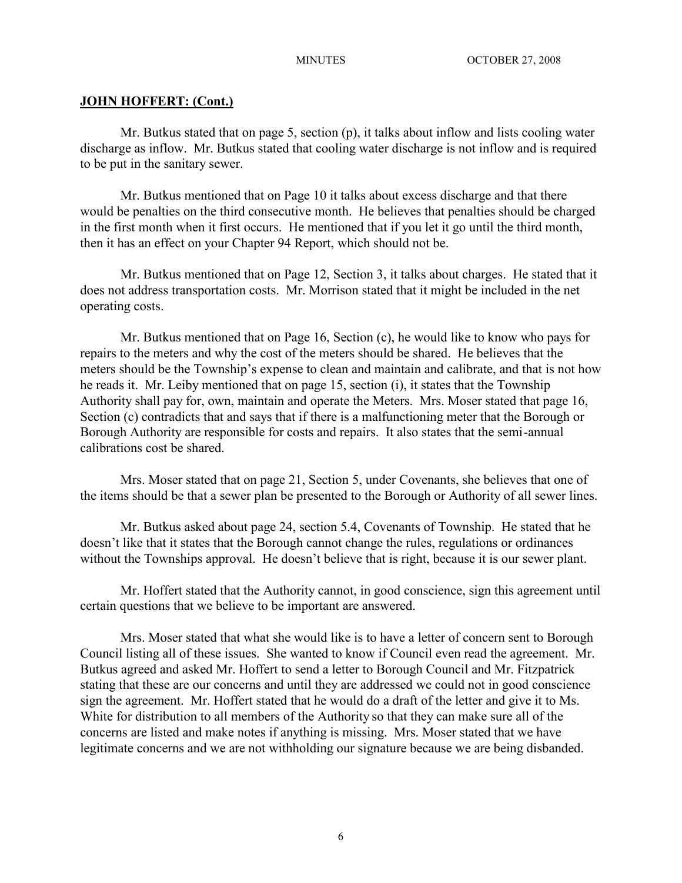**JOHN HOFFERT: (Cont.)**

Mr. Butkus stated that on page 5, section (p), it talks about inflow and lists cooling water discharge as inflow. Mr. Butkus stated that cooling water discharge is not inflow and is required to be put in the sanitary sewer.

Mr. Butkus mentioned that on Page 10 it talks about excess discharge and that there would be penalties on the third consecutive month. He believes that penalties should be charged in the first month when it first occurs. He mentioned that if you let it go until the third month, then it has an effect on your Chapter 94 Report, which should not be.

Mr. Butkus mentioned that on Page 12, Section 3, it talks about charges. He stated that it does not address transportation costs. Mr. Morrison stated that it might be included in the net operating costs.

Mr. Butkus mentioned that on Page 16, Section (c), he would like to know who pays for repairs to the meters and why the cost of the meters should be shared. He believes that the meters should be the Township's expense to clean and maintain and calibrate, and that is not how he reads it. Mr. Leiby mentioned that on page 15, section (i), it states that the Township Authority shall pay for, own, maintain and operate the Meters. Mrs. Moser stated that page 16, Section (c) contradicts that and says that if there is a malfunctioning meter that the Borough or Borough Authority are responsible for costs and repairs. It also states that the semi-annual calibrations cost be shared.

Mrs. Moser stated that on page 21, Section 5, under Covenants, she believes that one of the items should be that a sewer plan be presented to the Borough or Authority of all sewer lines.

Mr. Butkus asked about page 24, section 5.4, Covenants of Township. He stated that he doesn't like that it states that the Borough cannot change the rules, regulations or ordinances without the Townships approval. He doesn't believe that is right, because it is our sewer plant.

Mr. Hoffert stated that the Authority cannot, in good conscience, sign this agreement until certain questions that we believe to be important are answered.

Mrs. Moser stated that what she would like is to have a letter of concern sent to Borough Council listing all of these issues. She wanted to know if Council even read the agreement. Mr. Butkus agreed and asked Mr. Hoffert to send a letter to Borough Council and Mr. Fitzpatrick stating that these are our concerns and until they are addressed we could not in good conscience sign the agreement. Mr. Hoffert stated that he would do a draft of the letter and give it to Ms. White for distribution to all members of the Authority so that they can make sure all of the concerns are listed and make notes if anything is missing. Mrs. Moser stated that we have legitimate concerns and we are not withholding our signature because we are being disbanded.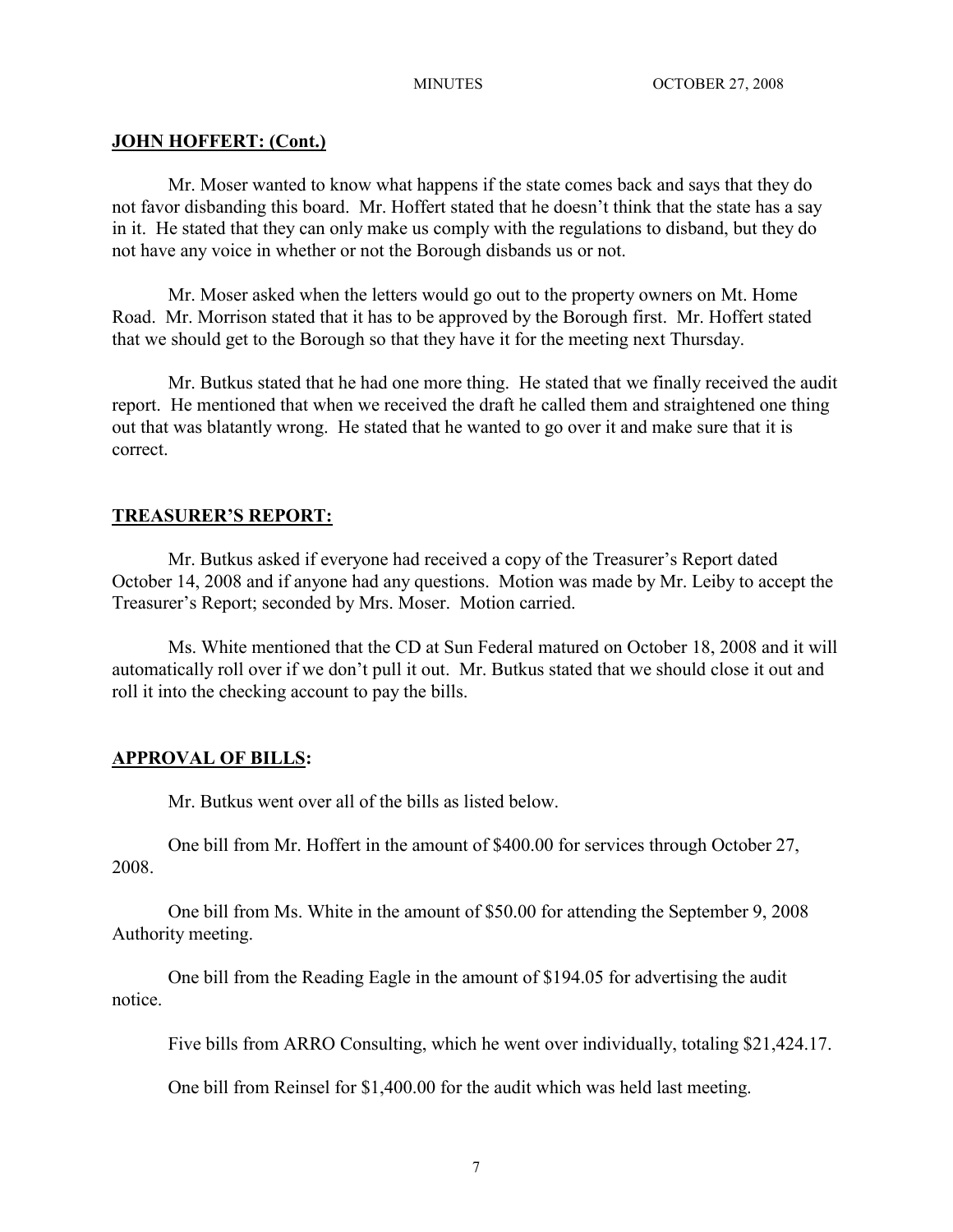**JOHN HOFFERT: (Cont.)**

Mr. Moser wanted to know what happens if the state comes back and says that they do not favor disbanding this board. Mr. Hoffert stated that he doesn't think that the state has a say in it. He stated that they can only make us comply with the regulations to disband, but they do not have any voice in whether or not the Borough disbands us or not.

Mr. Moser asked when the letters would go out to the property owners on Mt. Home Road. Mr. Morrison stated that it has to be approved by the Borough first. Mr. Hoffert stated that we should get to the Borough so that they have it for the meeting next Thursday.

Mr. Butkus stated that he had one more thing. He stated that we finally received the audit report. He mentioned that when we received the draft he called them and straightened one thing out that was blatantly wrong. He stated that he wanted to go over it and make sure that it is correct.

**TREASURER'S REPORT:**

Mr. Butkus asked if everyone had received a copy of the Treasurer's Report dated October 14, 2008 and if anyone had any questions. Motion was made by Mr. Leiby to accept the Treasurer's Report; seconded by Mrs. Moser. Motion carried.

Ms. White mentioned that the CD at Sun Federal matured on October 18, 2008 and it will automatically roll over if we don't pull it out. Mr. Butkus stated that we should close it out and roll it into the checking account to pay the bills.

**APPROVAL OF BILLS:**

Mr. Butkus went over all of the bills as listed below.

One bill from Mr. Hoffert in the amount of $400.00 for services through October 27, 2008.

One bill from Ms. White in the amount of $50.00 for attending the September 9, 2008 Authority meeting.

One bill from the Reading Eagle in the amount of $194.05 for advertising the audit notice.

Five bills from ARRO Consulting, which he went over individually, totaling $21,424.17.

One bill from Reinsel for $1,400.00 for the audit which was held last meeting.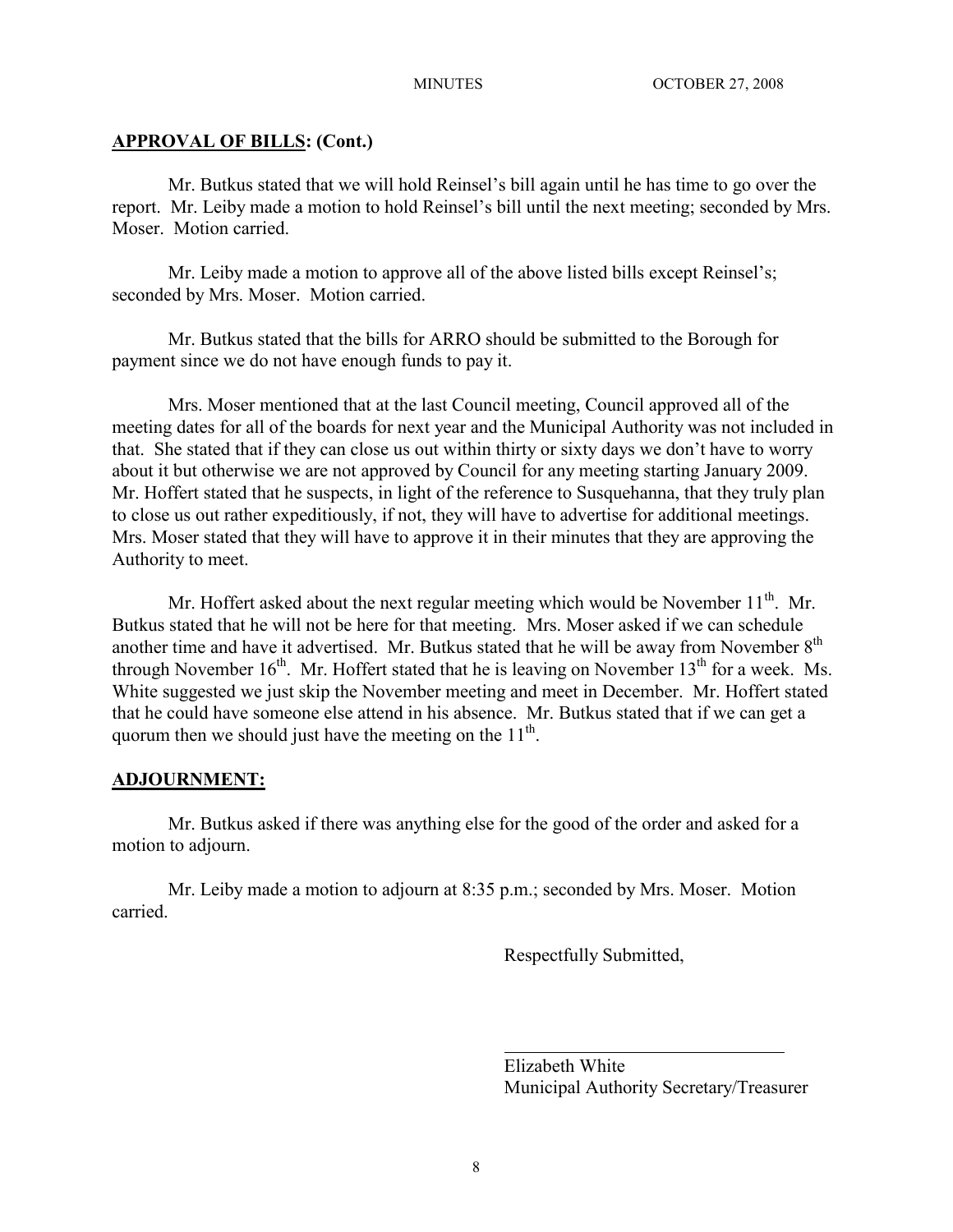## APPROVAL OF BILLS: (Cont.)

Mr. Butkus stated that we will hold Reinsel's bill again until he has time to go over the report. Mr. Leiby made a motion to hold Reinsel's bill until the next meeting; seconded by Mrs. Moser. Motion carried.

Mr. Leiby made a motion to approve all of the above listed bills except Reinsel's; seconded by Mrs. Moser. Motion carried.

Mr. Butkus stated that the bills for ARRO should be submitted to the Borough for payment since we do not have enough funds to pay it.

Mrs. Moser mentioned that at the last Council meeting, Council approved all of the meeting dates for all of the boards for next year and the Municipal Authority was not included in that. She stated that if they can close us out within thirty or sixty days we don't have to worry about it but otherwise we are not approved by Council for any meeting starting January 2009. Mr. Hoffert stated that he suspects, in light of the reference to Susquehanna, that they truly plan to close us out rather expeditiously, if not, they will have to advertise for additional meetings. Mrs. Moser stated that they will have to approve it in their minutes that they are approving the Authority to meet.

Mr. Hoffert asked about the next regular meeting which would be November 11th. Mr. Butkus stated that he will not be here for that meeting. Mrs. Moser asked if we can schedule another time and have it advertised. Mr. Butkus stated that he will be away from November 8th through November 16th. Mr. Hoffert stated that he is leaving on November 13th for a week. Ms. White suggested we just skip the November meeting and meet in December. Mr. Hoffert stated that he could have someone else attend in his absence. Mr. Butkus stated that if we can get a quorum then we should just have the meeting on the 11th.

## ADJOURNMENT:

Mr. Butkus asked if there was anything else for the good of the order and asked for a motion to adjourn.

Mr. Leiby made a motion to adjourn at 8:35 p.m.; seconded by Mrs. Moser. Motion carried.

Respectfully Submitted,

Elizabeth White
Municipal Authority Secretary/Treasurer